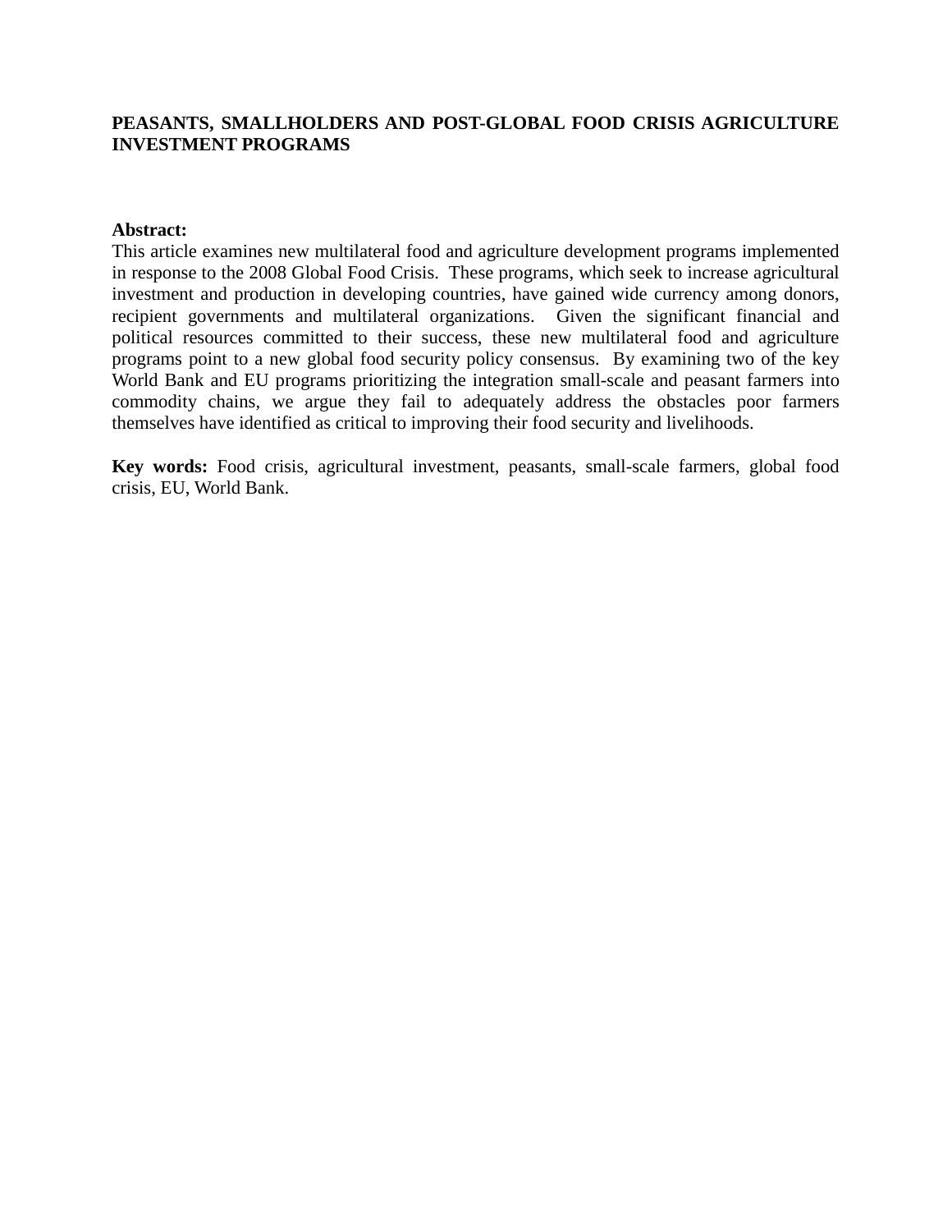# PEASANTS, SMALLHOLDERS AND POST-GLOBAL FOOD CRISIS AGRICULTURE INVESTMENT PROGRAMS

**Abstract:**

This article examines new multilateral food and agriculture development programs implemented in response to the 2008 Global Food Crisis. These programs, which seek to increase agricultural investment and production in developing countries, have gained wide currency among donors, recipient governments and multilateral organizations. Given the significant financial and political resources committed to their success, these new multilateral food and agriculture programs point to a new global food security policy consensus. By examining two of the key World Bank and EU programs prioritizing the integration small-scale and peasant farmers into commodity chains, we argue they fail to adequately address the obstacles poor farmers themselves have identified as critical to improving their food security and livelihoods.

**Key words:** Food crisis, agricultural investment, peasants, small-scale farmers, global food crisis, EU, World Bank.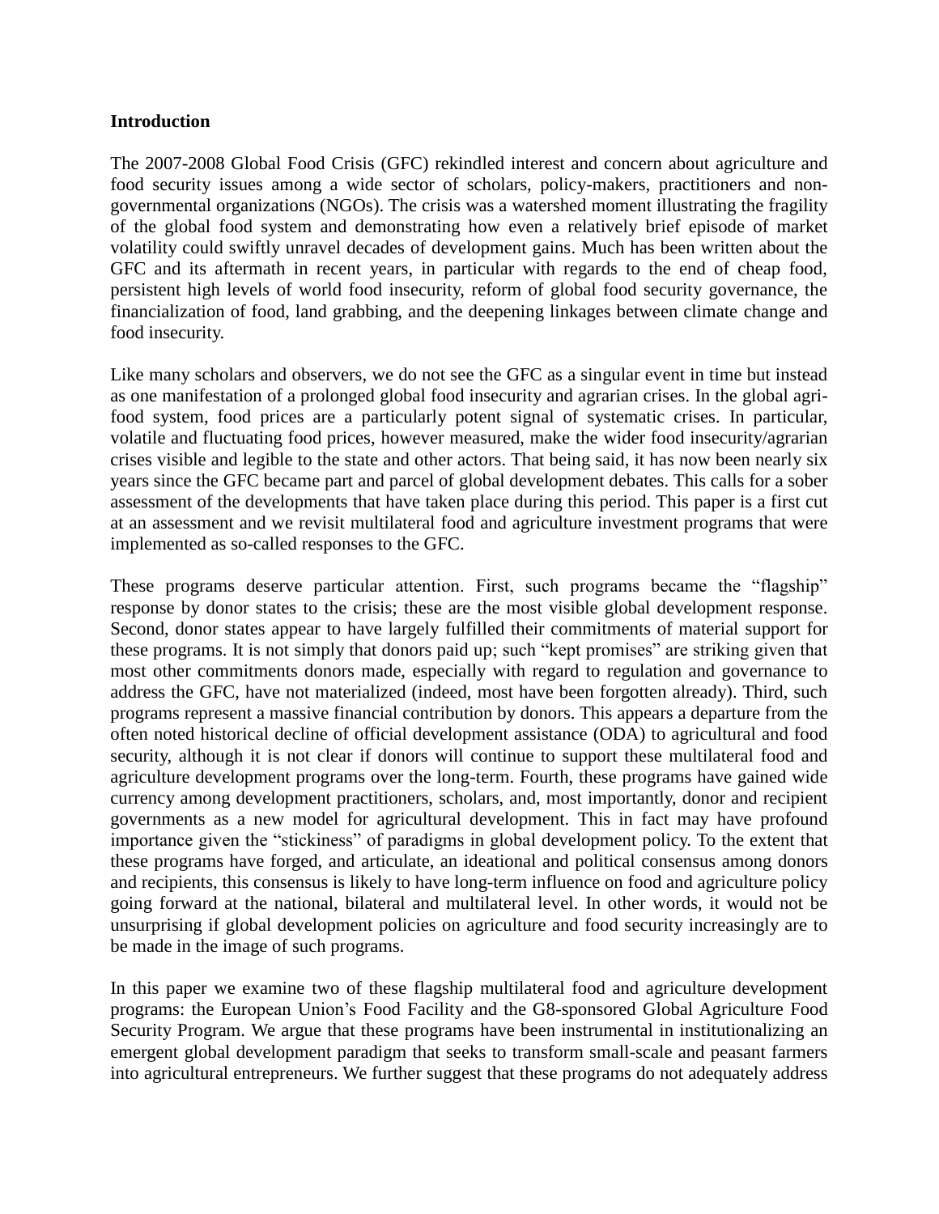## Introduction

The 2007-2008 Global Food Crisis (GFC) rekindled interest and concern about agriculture and food security issues among a wide sector of scholars, policy-makers, practitioners and non-governmental organizations (NGOs). The crisis was a watershed moment illustrating the fragility of the global food system and demonstrating how even a relatively brief episode of market volatility could swiftly unravel decades of development gains. Much has been written about the GFC and its aftermath in recent years, in particular with regards to the end of cheap food, persistent high levels of world food insecurity, reform of global food security governance, the financialization of food, land grabbing, and the deepening linkages between climate change and food insecurity.

Like many scholars and observers, we do not see the GFC as a singular event in time but instead as one manifestation of a prolonged global food insecurity and agrarian crises. In the global agri-food system, food prices are a particularly potent signal of systematic crises. In particular, volatile and fluctuating food prices, however measured, make the wider food insecurity/agrarian crises visible and legible to the state and other actors. That being said, it has now been nearly six years since the GFC became part and parcel of global development debates. This calls for a sober assessment of the developments that have taken place during this period. This paper is a first cut at an assessment and we revisit multilateral food and agriculture investment programs that were implemented as so-called responses to the GFC.

These programs deserve particular attention. First, such programs became the "flagship" response by donor states to the crisis; these are the most visible global development response. Second, donor states appear to have largely fulfilled their commitments of material support for these programs. It is not simply that donors paid up; such "kept promises" are striking given that most other commitments donors made, especially with regard to regulation and governance to address the GFC, have not materialized (indeed, most have been forgotten already). Third, such programs represent a massive financial contribution by donors. This appears a departure from the often noted historical decline of official development assistance (ODA) to agricultural and food security, although it is not clear if donors will continue to support these multilateral food and agriculture development programs over the long-term. Fourth, these programs have gained wide currency among development practitioners, scholars, and, most importantly, donor and recipient governments as a new model for agricultural development. This in fact may have profound importance given the "stickiness" of paradigms in global development policy. To the extent that these programs have forged, and articulate, an ideational and political consensus among donors and recipients, this consensus is likely to have long-term influence on food and agriculture policy going forward at the national, bilateral and multilateral level. In other words, it would not be unsurprising if global development policies on agriculture and food security increasingly are to be made in the image of such programs.

In this paper we examine two of these flagship multilateral food and agriculture development programs: the European Union's Food Facility and the G8-sponsored Global Agriculture Food Security Program. We argue that these programs have been instrumental in institutionalizing an emergent global development paradigm that seeks to transform small-scale and peasant farmers into agricultural entrepreneurs. We further suggest that these programs do not adequately address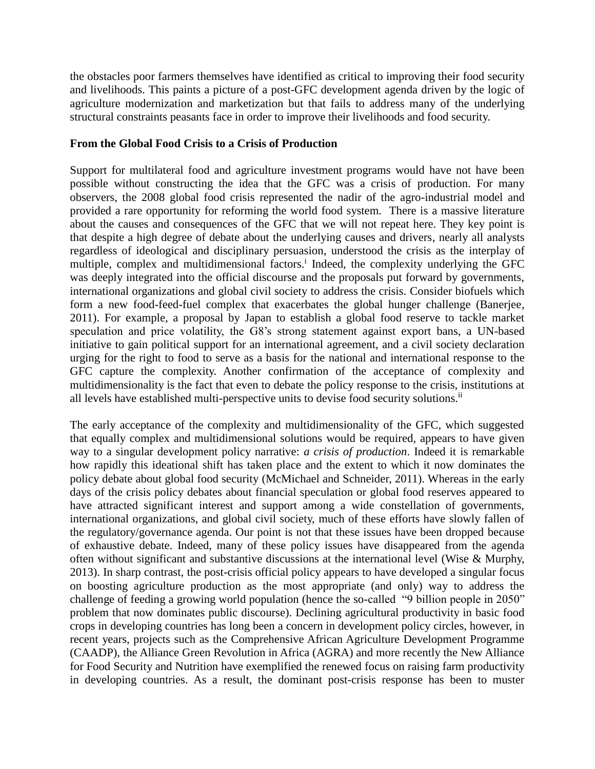the obstacles poor farmers themselves have identified as critical to improving their food security and livelihoods. This paints a picture of a post-GFC development agenda driven by the logic of agriculture modernization and marketization but that fails to address many of the underlying structural constraints peasants face in order to improve their livelihoods and food security.

**From the Global Food Crisis to a Crisis of Production**

Support for multilateral food and agriculture investment programs would have not have been possible without constructing the idea that the GFC was a crisis of production. For many observers, the 2008 global food crisis represented the nadir of the agro-industrial model and provided a rare opportunity for reforming the world food system. There is a massive literature about the causes and consequences of the GFC that we will not repeat here. They key point is that despite a high degree of debate about the underlying causes and drivers, nearly all analysts regardless of ideological and disciplinary persuasion, understood the crisis as the interplay of multiple, complex and multidimensional factors.[i] Indeed, the complexity underlying the GFC was deeply integrated into the official discourse and the proposals put forward by governments, international organizations and global civil society to address the crisis. Consider biofuels which form a new food-feed-fuel complex that exacerbates the global hunger challenge (Banerjee, 2011). For example, a proposal by Japan to establish a global food reserve to tackle market speculation and price volatility, the G8's strong statement against export bans, a UN-based initiative to gain political support for an international agreement, and a civil society declaration urging for the right to food to serve as a basis for the national and international response to the GFC capture the complexity. Another confirmation of the acceptance of complexity and multidimensionality is the fact that even to debate the policy response to the crisis, institutions at all levels have established multi-perspective units to devise food security solutions.[ii]

The early acceptance of the complexity and multidimensionality of the GFC, which suggested that equally complex and multidimensional solutions would be required, appears to have given way to a singular development policy narrative: *a crisis of production*. Indeed it is remarkable how rapidly this ideational shift has taken place and the extent to which it now dominates the policy debate about global food security (McMichael and Schneider, 2011). Whereas in the early days of the crisis policy debates about financial speculation or global food reserves appeared to have attracted significant interest and support among a wide constellation of governments, international organizations, and global civil society, much of these efforts have slowly fallen of the regulatory/governance agenda. Our point is not that these issues have been dropped because of exhaustive debate. Indeed, many of these policy issues have disappeared from the agenda often without significant and substantive discussions at the international level (Wise & Murphy, 2013). In sharp contrast, the post-crisis official policy appears to have developed a singular focus on boosting agriculture production as the most appropriate (and only) way to address the challenge of feeding a growing world population (hence the so-called "9 billion people in 2050" problem that now dominates public discourse). Declining agricultural productivity in basic food crops in developing countries has long been a concern in development policy circles, however, in recent years, projects such as the Comprehensive African Agriculture Development Programme (CAADP), the Alliance Green Revolution in Africa (AGRA) and more recently the New Alliance for Food Security and Nutrition have exemplified the renewed focus on raising farm productivity in developing countries. As a result, the dominant post-crisis response has been to muster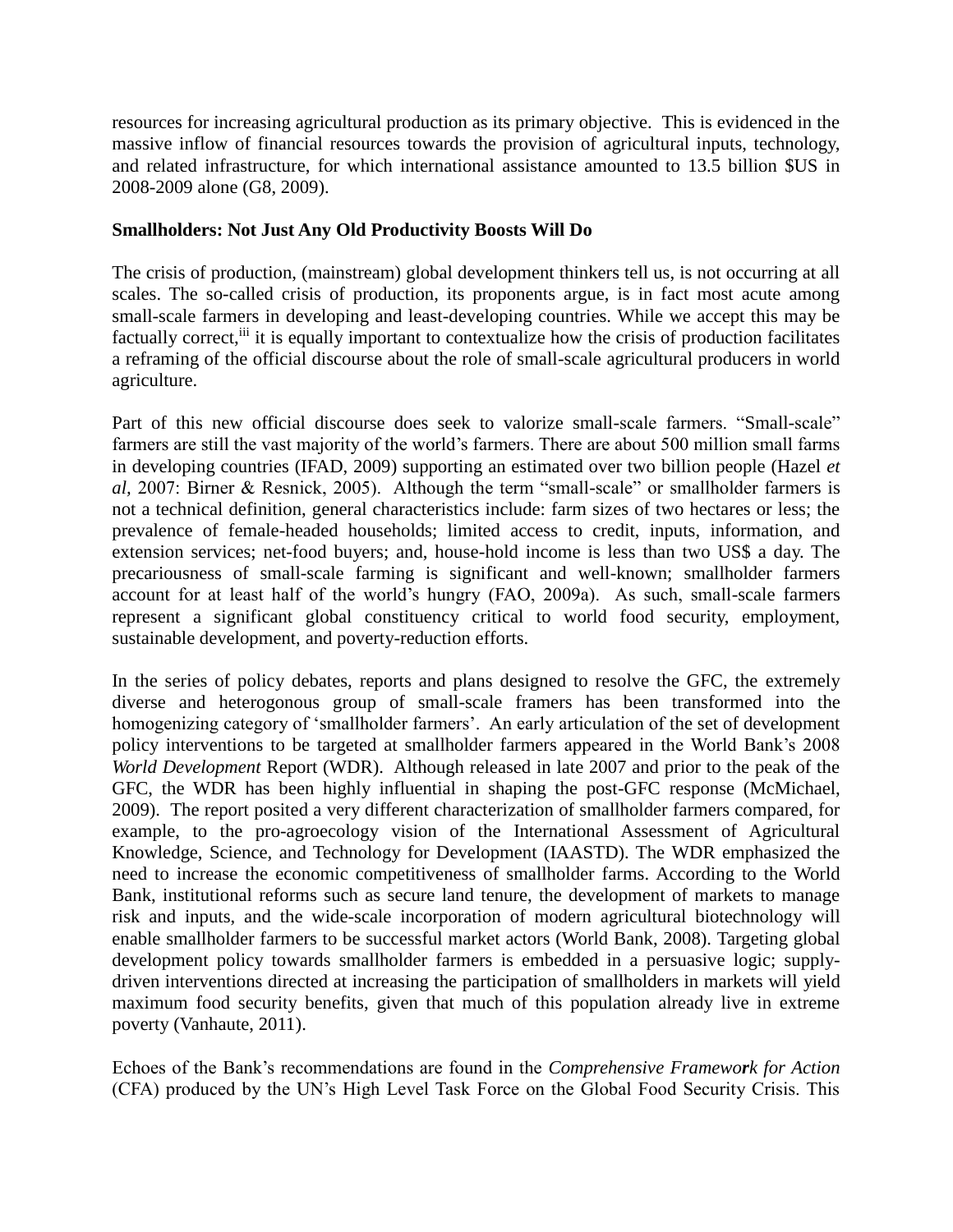resources for increasing agricultural production as its primary objective. This is evidenced in the massive inflow of financial resources towards the provision of agricultural inputs, technology, and related infrastructure, for which international assistance amounted to 13.5 billion $US in 2008-2009 alone (G8, 2009).

**Smallholders: Not Just Any Old Productivity Boosts Will Do**

The crisis of production, (mainstream) global development thinkers tell us, is not occurring at all scales. The so-called crisis of production, its proponents argue, is in fact most acute among small-scale farmers in developing and least-developing countries. While we accept this may be factually correct,[iii] it is equally important to contextualize how the crisis of production facilitates a reframing of the official discourse about the role of small-scale agricultural producers in world agriculture.

Part of this new official discourse does seek to valorize small-scale farmers. "Small-scale" farmers are still the vast majority of the world's farmers. There are about 500 million small farms in developing countries (IFAD, 2009) supporting an estimated over two billion people (Hazel *et al*, 2007: Birner & Resnick, 2005). Although the term "small-scale" or smallholder farmers is not a technical definition, general characteristics include: farm sizes of two hectares or less; the prevalence of female-headed households; limited access to credit, inputs, information, and extension services; net-food buyers; and, house-hold income is less than two US$ a day. The precariousness of small-scale farming is significant and well-known; smallholder farmers account for at least half of the world's hungry (FAO, 2009a). As such, small-scale farmers represent a significant global constituency critical to world food security, employment, sustainable development, and poverty-reduction efforts.

In the series of policy debates, reports and plans designed to resolve the GFC, the extremely diverse and heterogonous group of small-scale framers has been transformed into the homogenizing category of 'smallholder farmers'. An early articulation of the set of development policy interventions to be targeted at smallholder farmers appeared in the World Bank's 2008 *World Development* Report (WDR). Although released in late 2007 and prior to the peak of the GFC, the WDR has been highly influential in shaping the post-GFC response (McMichael, 2009). The report posited a very different characterization of smallholder farmers compared, for example, to the pro-agroecology vision of the International Assessment of Agricultural Knowledge, Science, and Technology for Development (IAASTD). The WDR emphasized the need to increase the economic competitiveness of smallholder farms. According to the World Bank, institutional reforms such as secure land tenure, the development of markets to manage risk and inputs, and the wide-scale incorporation of modern agricultural biotechnology will enable smallholder farmers to be successful market actors (World Bank, 2008). Targeting global development policy towards smallholder farmers is embedded in a persuasive logic; supply-driven interventions directed at increasing the participation of smallholders in markets will yield maximum food security benefits, given that much of this population already live in extreme poverty (Vanhaute, 2011).

Echoes of the Bank's recommendations are found in the *Comprehensive Framework for Action* (CFA) produced by the UN's High Level Task Force on the Global Food Security Crisis. This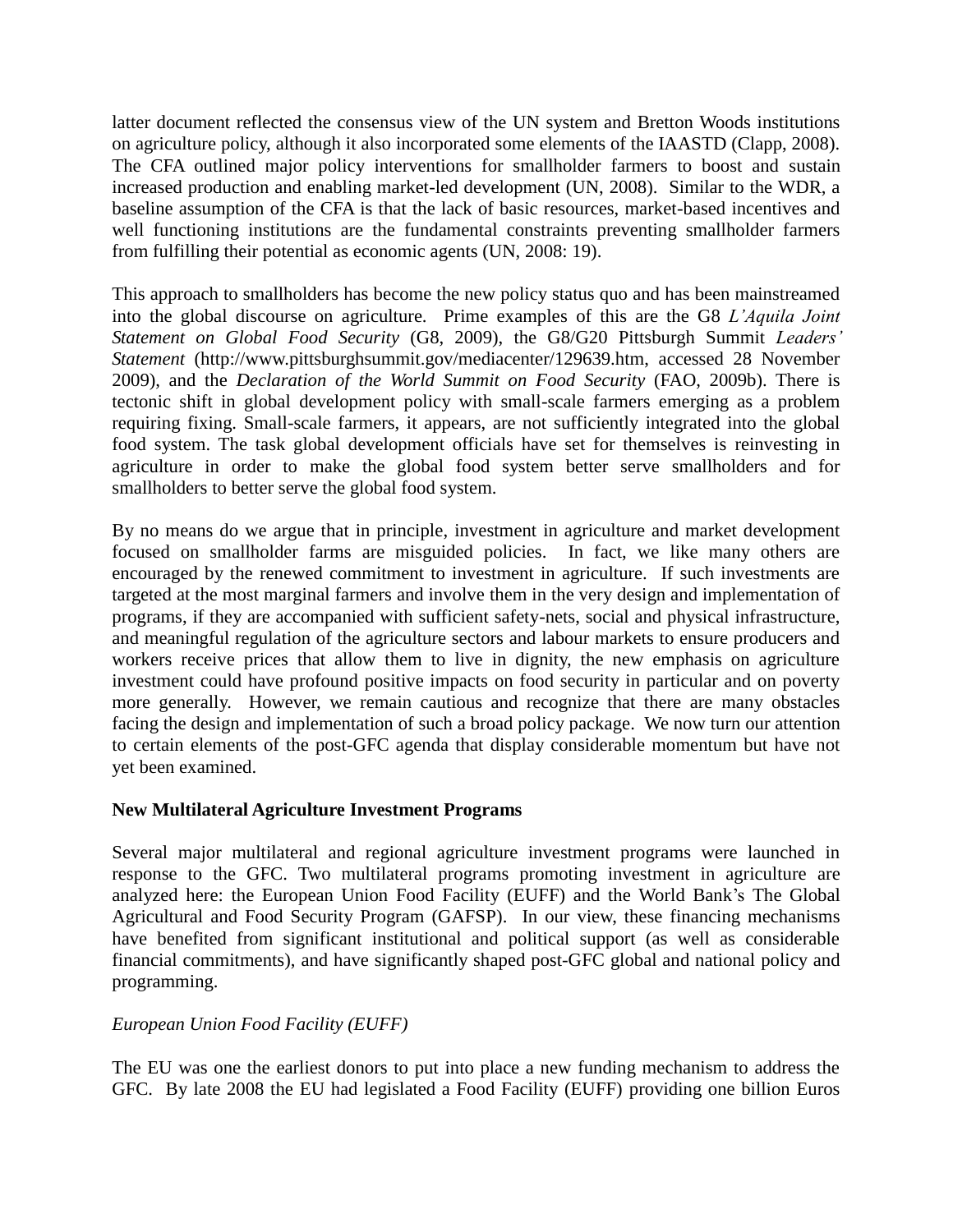latter document reflected the consensus view of the UN system and Bretton Woods institutions on agriculture policy, although it also incorporated some elements of the IAASTD (Clapp, 2008). The CFA outlined major policy interventions for smallholder farmers to boost and sustain increased production and enabling market-led development (UN, 2008). Similar to the WDR, a baseline assumption of the CFA is that the lack of basic resources, market-based incentives and well functioning institutions are the fundamental constraints preventing smallholder farmers from fulfilling their potential as economic agents (UN, 2008: 19).

This approach to smallholders has become the new policy status quo and has been mainstreamed into the global discourse on agriculture. Prime examples of this are the G8 *L'Aquila Joint Statement on Global Food Security* (G8, 2009), the G8/G20 Pittsburgh Summit *Leaders' Statement* (http://www.pittsburghsummit.gov/mediacenter/129639.htm, accessed 28 November 2009), and the *Declaration of the World Summit on Food Security* (FAO, 2009b). There is tectonic shift in global development policy with small-scale farmers emerging as a problem requiring fixing. Small-scale farmers, it appears, are not sufficiently integrated into the global food system. The task global development officials have set for themselves is reinvesting in agriculture in order to make the global food system better serve smallholders and for smallholders to better serve the global food system.

By no means do we argue that in principle, investment in agriculture and market development focused on smallholder farms are misguided policies. In fact, we like many others are encouraged by the renewed commitment to investment in agriculture. If such investments are targeted at the most marginal farmers and involve them in the very design and implementation of programs, if they are accompanied with sufficient safety-nets, social and physical infrastructure, and meaningful regulation of the agriculture sectors and labour markets to ensure producers and workers receive prices that allow them to live in dignity, the new emphasis on agriculture investment could have profound positive impacts on food security in particular and on poverty more generally. However, we remain cautious and recognize that there are many obstacles facing the design and implementation of such a broad policy package. We now turn our attention to certain elements of the post-GFC agenda that display considerable momentum but have not yet been examined.

**New Multilateral Agriculture Investment Programs**

Several major multilateral and regional agriculture investment programs were launched in response to the GFC. Two multilateral programs promoting investment in agriculture are analyzed here: the European Union Food Facility (EUFF) and the World Bank's The Global Agricultural and Food Security Program (GAFSP). In our view, these financing mechanisms have benefited from significant institutional and political support (as well as considerable financial commitments), and have significantly shaped post-GFC global and national policy and programming.

*European Union Food Facility (EUFF)*

The EU was one the earliest donors to put into place a new funding mechanism to address the GFC. By late 2008 the EU had legislated a Food Facility (EUFF) providing one billion Euros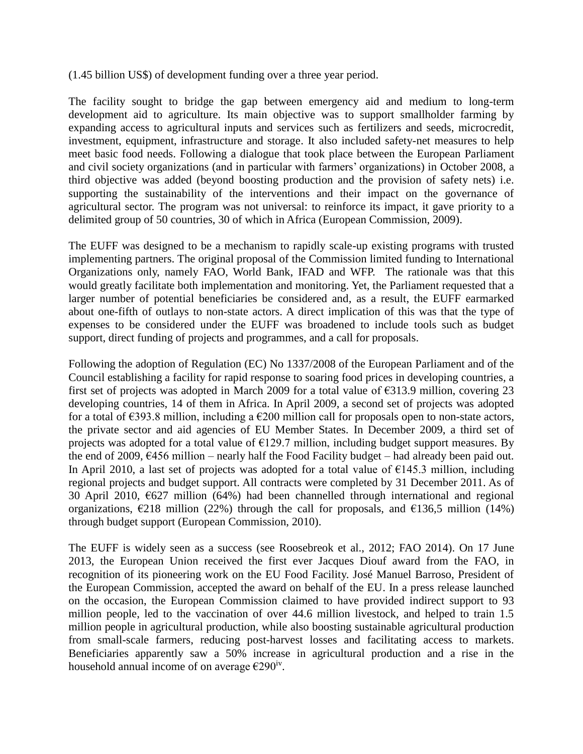(1.45 billion US$) of development funding over a three year period.

The facility sought to bridge the gap between emergency aid and medium to long-term development aid to agriculture. Its main objective was to support smallholder farming by expanding access to agricultural inputs and services such as fertilizers and seeds, microcredit, investment, equipment, infrastructure and storage. It also included safety-net measures to help meet basic food needs. Following a dialogue that took place between the European Parliament and civil society organizations (and in particular with farmers' organizations) in October 2008, a third objective was added (beyond boosting production and the provision of safety nets) i.e. supporting the sustainability of the interventions and their impact on the governance of agricultural sector. The program was not universal: to reinforce its impact, it gave priority to a delimited group of 50 countries, 30 of which in Africa (European Commission, 2009).

The EUFF was designed to be a mechanism to rapidly scale-up existing programs with trusted implementing partners. The original proposal of the Commission limited funding to International Organizations only, namely FAO, World Bank, IFAD and WFP. The rationale was that this would greatly facilitate both implementation and monitoring. Yet, the Parliament requested that a larger number of potential beneficiaries be considered and, as a result, the EUFF earmarked about one-fifth of outlays to non-state actors. A direct implication of this was that the type of expenses to be considered under the EUFF was broadened to include tools such as budget support, direct funding of projects and programmes, and a call for proposals.

Following the adoption of Regulation (EC) No 1337/2008 of the European Parliament and of the Council establishing a facility for rapid response to soaring food prices in developing countries, a first set of projects was adopted in March 2009 for a total value of €313.9 million, covering 23 developing countries, 14 of them in Africa. In April 2009, a second set of projects was adopted for a total of €393.8 million, including a €200 million call for proposals open to non-state actors, the private sector and aid agencies of EU Member States. In December 2009, a third set of projects was adopted for a total value of €129.7 million, including budget support measures. By the end of 2009, €456 million – nearly half the Food Facility budget – had already been paid out. In April 2010, a last set of projects was adopted for a total value of €145.3 million, including regional projects and budget support. All contracts were completed by 31 December 2011. As of 30 April 2010, €627 million (64%) had been channelled through international and regional organizations, €218 million (22%) through the call for proposals, and €136,5 million (14%) through budget support (European Commission, 2010).

The EUFF is widely seen as a success (see Roosebreok et al., 2012; FAO 2014). On 17 June 2013, the European Union received the first ever Jacques Diouf award from the FAO, in recognition of its pioneering work on the EU Food Facility. José Manuel Barroso, President of the European Commission, accepted the award on behalf of the EU. In a press release launched on the occasion, the European Commission claimed to have provided indirect support to 93 million people, led to the vaccination of over 44.6 million livestock, and helped to train 1.5 million people in agricultural production, while also boosting sustainable agricultural production from small-scale farmers, reducing post-harvest losses and facilitating access to markets. Beneficiaries apparently saw a 50% increase in agricultural production and a rise in the household annual income of on average €290[iv].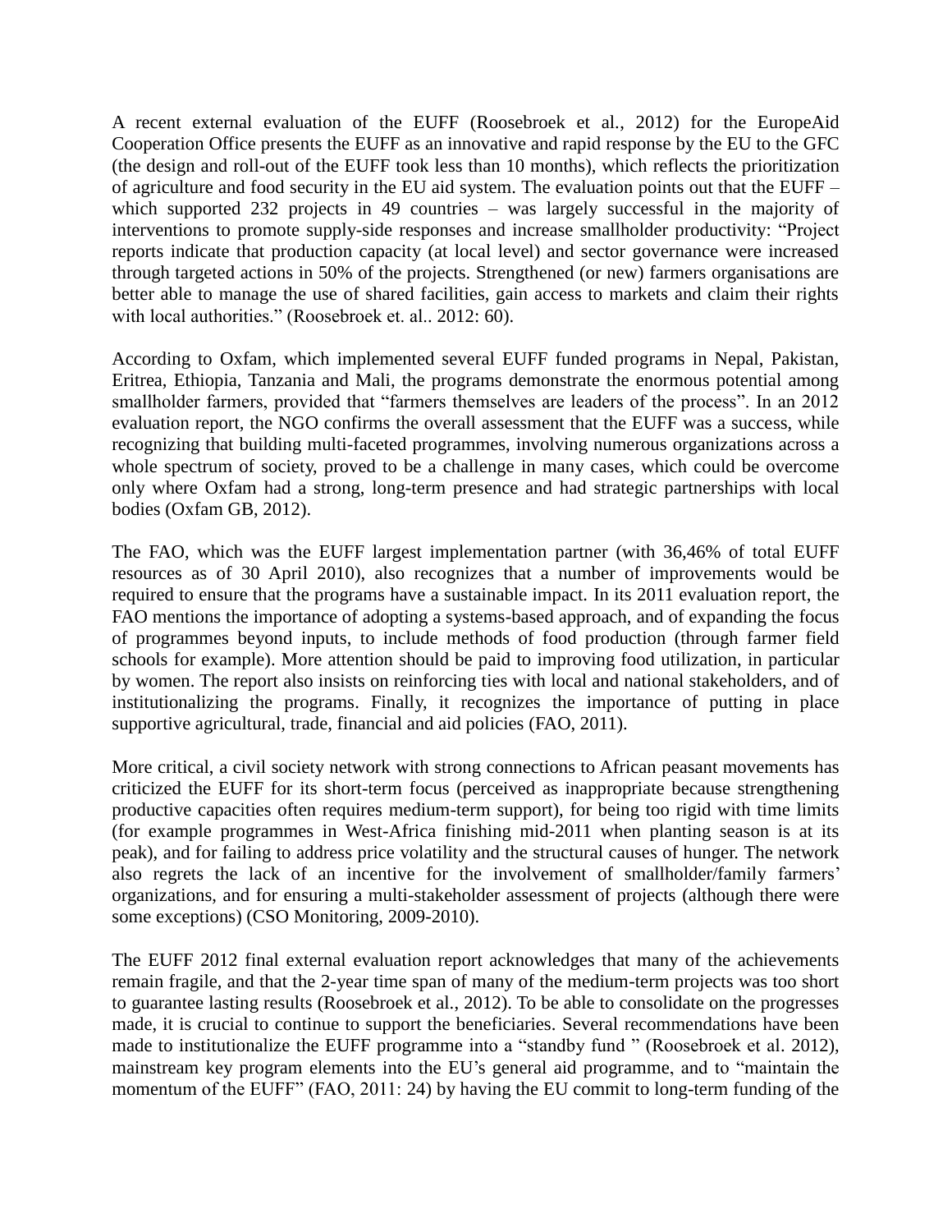A recent external evaluation of the EUFF (Roosebroek et al., 2012) for the EuropeAid Cooperation Office presents the EUFF as an innovative and rapid response by the EU to the GFC (the design and roll-out of the EUFF took less than 10 months), which reflects the prioritization of agriculture and food security in the EU aid system. The evaluation points out that the EUFF – which supported 232 projects in 49 countries – was largely successful in the majority of interventions to promote supply-side responses and increase smallholder productivity: "Project reports indicate that production capacity (at local level) and sector governance were increased through targeted actions in 50% of the projects. Strengthened (or new) farmers organisations are better able to manage the use of shared facilities, gain access to markets and claim their rights with local authorities." (Roosebroek et. al.. 2012: 60).

According to Oxfam, which implemented several EUFF funded programs in Nepal, Pakistan, Eritrea, Ethiopia, Tanzania and Mali, the programs demonstrate the enormous potential among smallholder farmers, provided that "farmers themselves are leaders of the process". In an 2012 evaluation report, the NGO confirms the overall assessment that the EUFF was a success, while recognizing that building multi-faceted programmes, involving numerous organizations across a whole spectrum of society, proved to be a challenge in many cases, which could be overcome only where Oxfam had a strong, long-term presence and had strategic partnerships with local bodies (Oxfam GB, 2012).

The FAO, which was the EUFF largest implementation partner (with 36,46% of total EUFF resources as of 30 April 2010), also recognizes that a number of improvements would be required to ensure that the programs have a sustainable impact. In its 2011 evaluation report, the FAO mentions the importance of adopting a systems-based approach, and of expanding the focus of programmes beyond inputs, to include methods of food production (through farmer field schools for example). More attention should be paid to improving food utilization, in particular by women. The report also insists on reinforcing ties with local and national stakeholders, and of institutionalizing the programs. Finally, it recognizes the importance of putting in place supportive agricultural, trade, financial and aid policies (FAO, 2011).

More critical, a civil society network with strong connections to African peasant movements has criticized the EUFF for its short-term focus (perceived as inappropriate because strengthening productive capacities often requires medium-term support), for being too rigid with time limits (for example programmes in West-Africa finishing mid-2011 when planting season is at its peak), and for failing to address price volatility and the structural causes of hunger. The network also regrets the lack of an incentive for the involvement of smallholder/family farmers' organizations, and for ensuring a multi-stakeholder assessment of projects (although there were some exceptions) (CSO Monitoring, 2009-2010).

The EUFF 2012 final external evaluation report acknowledges that many of the achievements remain fragile, and that the 2-year time span of many of the medium-term projects was too short to guarantee lasting results (Roosebroek et al., 2012). To be able to consolidate on the progresses made, it is crucial to continue to support the beneficiaries. Several recommendations have been made to institutionalize the EUFF programme into a "standby fund " (Roosebroek et al. 2012), mainstream key program elements into the EU's general aid programme, and to "maintain the momentum of the EUFF" (FAO, 2011: 24) by having the EU commit to long-term funding of the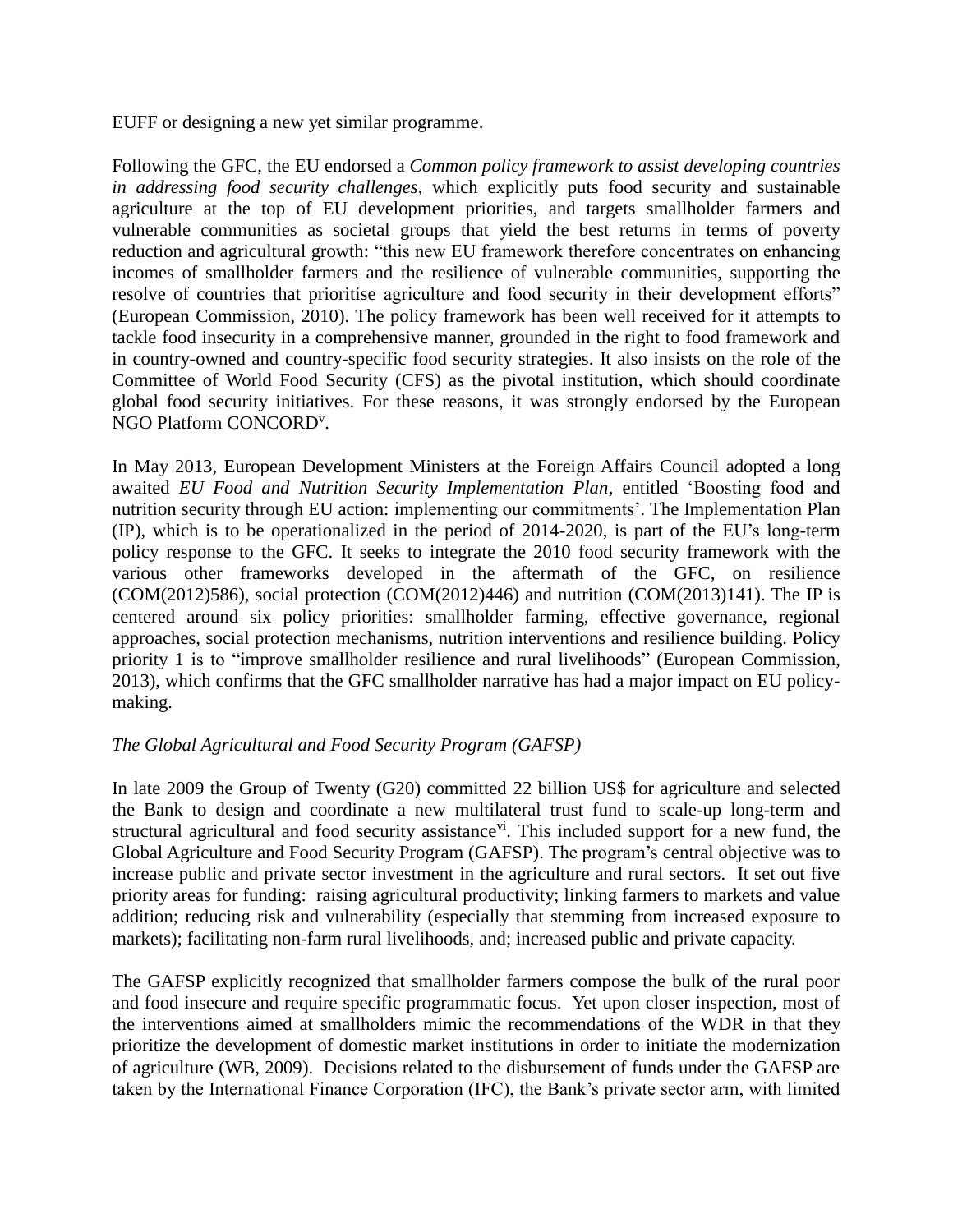EUFF or designing a new yet similar programme.

Following the GFC, the EU endorsed a *Common policy framework to assist developing countries in addressing food security challenges*, which explicitly puts food security and sustainable agriculture at the top of EU development priorities, and targets smallholder farmers and vulnerable communities as societal groups that yield the best returns in terms of poverty reduction and agricultural growth: "this new EU framework therefore concentrates on enhancing incomes of smallholder farmers and the resilience of vulnerable communities, supporting the resolve of countries that prioritise agriculture and food security in their development efforts" (European Commission, 2010). The policy framework has been well received for it attempts to tackle food insecurity in a comprehensive manner, grounded in the right to food framework and in country-owned and country-specific food security strategies. It also insists on the role of the Committee of World Food Security (CFS) as the pivotal institution, which should coordinate global food security initiatives. For these reasons, it was strongly endorsed by the European NGO Platform CONCORD[v].

In May 2013, European Development Ministers at the Foreign Affairs Council adopted a long awaited *EU Food and Nutrition Security Implementation Plan*, entitled 'Boosting food and nutrition security through EU action: implementing our commitments'. The Implementation Plan (IP), which is to be operationalized in the period of 2014-2020, is part of the EU's long-term policy response to the GFC. It seeks to integrate the 2010 food security framework with the various other frameworks developed in the aftermath of the GFC, on resilience (COM(2012)586), social protection (COM(2012)446) and nutrition (COM(2013)141). The IP is centered around six policy priorities: smallholder farming, effective governance, regional approaches, social protection mechanisms, nutrition interventions and resilience building. Policy priority 1 is to "improve smallholder resilience and rural livelihoods" (European Commission, 2013), which confirms that the GFC smallholder narrative has had a major impact on EU policy-making.

*The Global Agricultural and Food Security Program (GAFSP)*

In late 2009 the Group of Twenty (G20) committed 22 billion US$ for agriculture and selected the Bank to design and coordinate a new multilateral trust fund to scale-up long-term and structural agricultural and food security assistance[vi]. This included support for a new fund, the Global Agriculture and Food Security Program (GAFSP). The program's central objective was to increase public and private sector investment in the agriculture and rural sectors. It set out five priority areas for funding: raising agricultural productivity; linking farmers to markets and value addition; reducing risk and vulnerability (especially that stemming from increased exposure to markets); facilitating non-farm rural livelihoods, and; increased public and private capacity.

The GAFSP explicitly recognized that smallholder farmers compose the bulk of the rural poor and food insecure and require specific programmatic focus. Yet upon closer inspection, most of the interventions aimed at smallholders mimic the recommendations of the WDR in that they prioritize the development of domestic market institutions in order to initiate the modernization of agriculture (WB, 2009). Decisions related to the disbursement of funds under the GAFSP are taken by the International Finance Corporation (IFC), the Bank's private sector arm, with limited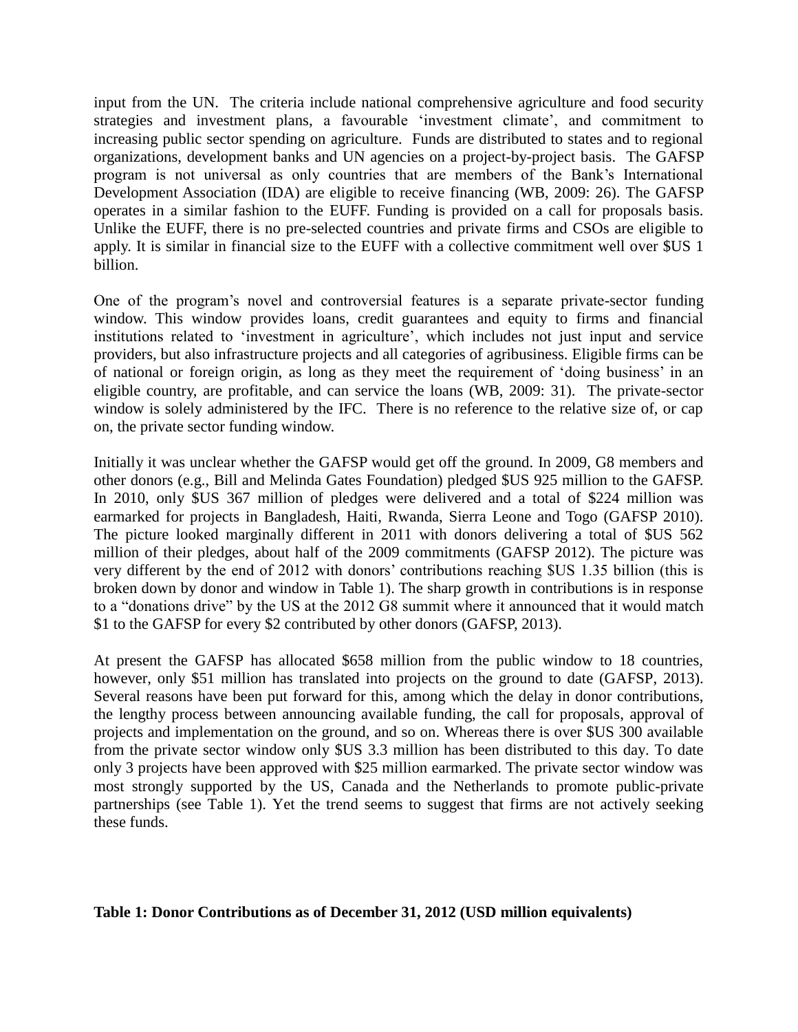input from the UN. The criteria include national comprehensive agriculture and food security strategies and investment plans, a favourable 'investment climate', and commitment to increasing public sector spending on agriculture. Funds are distributed to states and to regional organizations, development banks and UN agencies on a project-by-project basis. The GAFSP program is not universal as only countries that are members of the Bank's International Development Association (IDA) are eligible to receive financing (WB, 2009: 26). The GAFSP operates in a similar fashion to the EUFF. Funding is provided on a call for proposals basis. Unlike the EUFF, there is no pre-selected countries and private firms and CSOs are eligible to apply. It is similar in financial size to the EUFF with a collective commitment well over $US 1 billion.

One of the program's novel and controversial features is a separate private-sector funding window. This window provides loans, credit guarantees and equity to firms and financial institutions related to 'investment in agriculture', which includes not just input and service providers, but also infrastructure projects and all categories of agribusiness. Eligible firms can be of national or foreign origin, as long as they meet the requirement of 'doing business' in an eligible country, are profitable, and can service the loans (WB, 2009: 31). The private-sector window is solely administered by the IFC. There is no reference to the relative size of, or cap on, the private sector funding window.

Initially it was unclear whether the GAFSP would get off the ground. In 2009, G8 members and other donors (e.g., Bill and Melinda Gates Foundation) pledged $US 925 million to the GAFSP. In 2010, only $US 367 million of pledges were delivered and a total of $224 million was earmarked for projects in Bangladesh, Haiti, Rwanda, Sierra Leone and Togo (GAFSP 2010). The picture looked marginally different in 2011 with donors delivering a total of $US 562 million of their pledges, about half of the 2009 commitments (GAFSP 2012). The picture was very different by the end of 2012 with donors' contributions reaching $US 1.35 billion (this is broken down by donor and window in Table 1). The sharp growth in contributions is in response to a "donations drive" by the US at the 2012 G8 summit where it announced that it would match $1 to the GAFSP for every $2 contributed by other donors (GAFSP, 2013).

At present the GAFSP has allocated $658 million from the public window to 18 countries, however, only $51 million has translated into projects on the ground to date (GAFSP, 2013). Several reasons have been put forward for this, among which the delay in donor contributions, the lengthy process between announcing available funding, the call for proposals, approval of projects and implementation on the ground, and so on. Whereas there is over $US 300 available from the private sector window only $US 3.3 million has been distributed to this day. To date only 3 projects have been approved with $25 million earmarked. The private sector window was most strongly supported by the US, Canada and the Netherlands to promote public-private partnerships (see Table 1). Yet the trend seems to suggest that firms are not actively seeking these funds.

**Table 1: Donor Contributions as of December 31, 2012 (USD million equivalents)**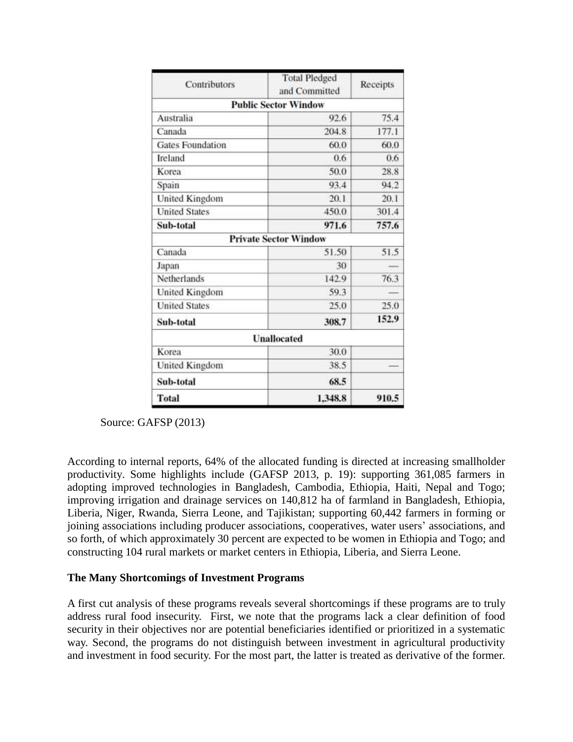| Contributors | Total Pledged and Committed | Receipts |
|---|---|---|
| **Public Sector Window** | | |
| Australia | 92.6 | 75.4 |
| Canada | 204.8 | 177.1 |
| Gates Foundation | 60.0 | 60.0 |
| Ireland | 0.6 | 0.6 |
| Korea | 50.0 | 28.8 |
| Spain | 93.4 | 94.2 |
| United Kingdom | 20.1 | 20.1 |
| United States | 450.0 | 301.4 |
| **Sub-total** | **971.6** | **757.6** |
| **Private Sector Window** | | |
| Canada | 51.50 | 51.5 |
| Japan | 30 | — |
| Netherlands | 142.9 | 76.3 |
| United Kingdom | 59.3 | — |
| United States | 25.0 | 25.0 |
| **Sub-total** | **308.7** | **152.9** |
| **Unallocated** | | |
| Korea | 30.0 | |
| United Kingdom | 38.5 | — |
| **Sub-total** | **68.5** | |
| **Total** | **1,348.8** | **910.5** |

Source: GAFSP (2013)

According to internal reports, 64% of the allocated funding is directed at increasing smallholder productivity. Some highlights include (GAFSP 2013, p. 19): supporting 361,085 farmers in adopting improved technologies in Bangladesh, Cambodia, Ethiopia, Haiti, Nepal and Togo; improving irrigation and drainage services on 140,812 ha of farmland in Bangladesh, Ethiopia, Liberia, Niger, Rwanda, Sierra Leone, and Tajikistan; supporting 60,442 farmers in forming or joining associations including producer associations, cooperatives, water users' associations, and so forth, of which approximately 30 percent are expected to be women in Ethiopia and Togo; and constructing 104 rural markets or market centers in Ethiopia, Liberia, and Sierra Leone.

**The Many Shortcomings of Investment Programs**

A first cut analysis of these programs reveals several shortcomings if these programs are to truly address rural food insecurity. First, we note that the programs lack a clear definition of food security in their objectives nor are potential beneficiaries identified or prioritized in a systematic way. Second, the programs do not distinguish between investment in agricultural productivity and investment in food security. For the most part, the latter is treated as derivative of the former.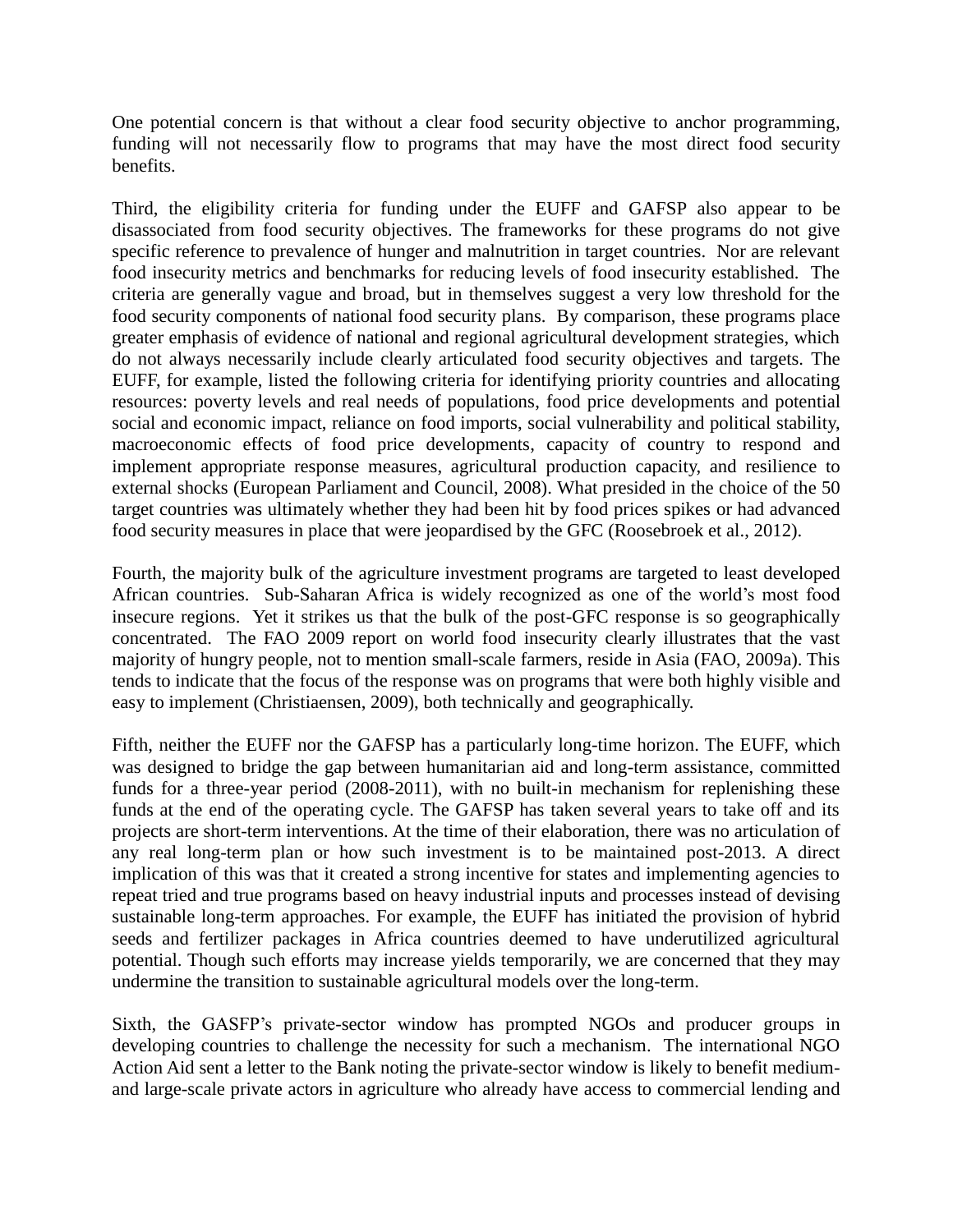One potential concern is that without a clear food security objective to anchor programming, funding will not necessarily flow to programs that may have the most direct food security benefits.

Third, the eligibility criteria for funding under the EUFF and GAFSP also appear to be disassociated from food security objectives. The frameworks for these programs do not give specific reference to prevalence of hunger and malnutrition in target countries. Nor are relevant food insecurity metrics and benchmarks for reducing levels of food insecurity established. The criteria are generally vague and broad, but in themselves suggest a very low threshold for the food security components of national food security plans. By comparison, these programs place greater emphasis of evidence of national and regional agricultural development strategies, which do not always necessarily include clearly articulated food security objectives and targets. The EUFF, for example, listed the following criteria for identifying priority countries and allocating resources: poverty levels and real needs of populations, food price developments and potential social and economic impact, reliance on food imports, social vulnerability and political stability, macroeconomic effects of food price developments, capacity of country to respond and implement appropriate response measures, agricultural production capacity, and resilience to external shocks (European Parliament and Council, 2008). What presided in the choice of the 50 target countries was ultimately whether they had been hit by food prices spikes or had advanced food security measures in place that were jeopardised by the GFC (Roosebroek et al., 2012).

Fourth, the majority bulk of the agriculture investment programs are targeted to least developed African countries. Sub-Saharan Africa is widely recognized as one of the world's most food insecure regions. Yet it strikes us that the bulk of the post-GFC response is so geographically concentrated. The FAO 2009 report on world food insecurity clearly illustrates that the vast majority of hungry people, not to mention small-scale farmers, reside in Asia (FAO, 2009a). This tends to indicate that the focus of the response was on programs that were both highly visible and easy to implement (Christiaensen, 2009), both technically and geographically.

Fifth, neither the EUFF nor the GAFSP has a particularly long-time horizon. The EUFF, which was designed to bridge the gap between humanitarian aid and long-term assistance, committed funds for a three-year period (2008-2011), with no built-in mechanism for replenishing these funds at the end of the operating cycle. The GAFSP has taken several years to take off and its projects are short-term interventions. At the time of their elaboration, there was no articulation of any real long-term plan or how such investment is to be maintained post-2013. A direct implication of this was that it created a strong incentive for states and implementing agencies to repeat tried and true programs based on heavy industrial inputs and processes instead of devising sustainable long-term approaches. For example, the EUFF has initiated the provision of hybrid seeds and fertilizer packages in Africa countries deemed to have underutilized agricultural potential. Though such efforts may increase yields temporarily, we are concerned that they may undermine the transition to sustainable agricultural models over the long-term.

Sixth, the GASFP's private-sector window has prompted NGOs and producer groups in developing countries to challenge the necessity for such a mechanism. The international NGO Action Aid sent a letter to the Bank noting the private-sector window is likely to benefit medium- and large-scale private actors in agriculture who already have access to commercial lending and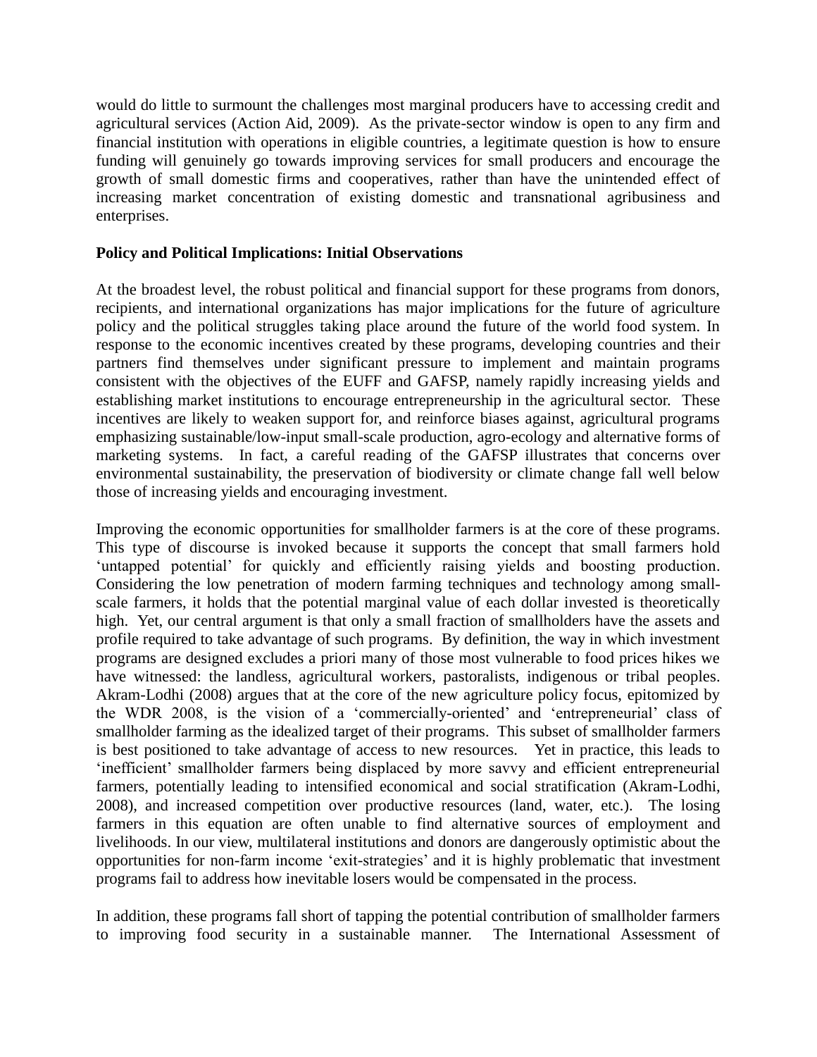would do little to surmount the challenges most marginal producers have to accessing credit and agricultural services (Action Aid, 2009). As the private-sector window is open to any firm and financial institution with operations in eligible countries, a legitimate question is how to ensure funding will genuinely go towards improving services for small producers and encourage the growth of small domestic firms and cooperatives, rather than have the unintended effect of increasing market concentration of existing domestic and transnational agribusiness and enterprises.

**Policy and Political Implications: Initial Observations**

At the broadest level, the robust political and financial support for these programs from donors, recipients, and international organizations has major implications for the future of agriculture policy and the political struggles taking place around the future of the world food system. In response to the economic incentives created by these programs, developing countries and their partners find themselves under significant pressure to implement and maintain programs consistent with the objectives of the EUFF and GAFSP, namely rapidly increasing yields and establishing market institutions to encourage entrepreneurship in the agricultural sector. These incentives are likely to weaken support for, and reinforce biases against, agricultural programs emphasizing sustainable/low-input small-scale production, agro-ecology and alternative forms of marketing systems. In fact, a careful reading of the GAFSP illustrates that concerns over environmental sustainability, the preservation of biodiversity or climate change fall well below those of increasing yields and encouraging investment.

Improving the economic opportunities for smallholder farmers is at the core of these programs. This type of discourse is invoked because it supports the concept that small farmers hold 'untapped potential' for quickly and efficiently raising yields and boosting production. Considering the low penetration of modern farming techniques and technology among small-scale farmers, it holds that the potential marginal value of each dollar invested is theoretically high. Yet, our central argument is that only a small fraction of smallholders have the assets and profile required to take advantage of such programs. By definition, the way in which investment programs are designed excludes a priori many of those most vulnerable to food prices hikes we have witnessed: the landless, agricultural workers, pastoralists, indigenous or tribal peoples. Akram-Lodhi (2008) argues that at the core of the new agriculture policy focus, epitomized by the WDR 2008, is the vision of a 'commercially-oriented' and 'entrepreneurial' class of smallholder farming as the idealized target of their programs. This subset of smallholder farmers is best positioned to take advantage of access to new resources. Yet in practice, this leads to 'inefficient' smallholder farmers being displaced by more savvy and efficient entrepreneurial farmers, potentially leading to intensified economical and social stratification (Akram-Lodhi, 2008), and increased competition over productive resources (land, water, etc.). The losing farmers in this equation are often unable to find alternative sources of employment and livelihoods. In our view, multilateral institutions and donors are dangerously optimistic about the opportunities for non-farm income 'exit-strategies' and it is highly problematic that investment programs fail to address how inevitable losers would be compensated in the process.

In addition, these programs fall short of tapping the potential contribution of smallholder farmers to improving food security in a sustainable manner. The International Assessment of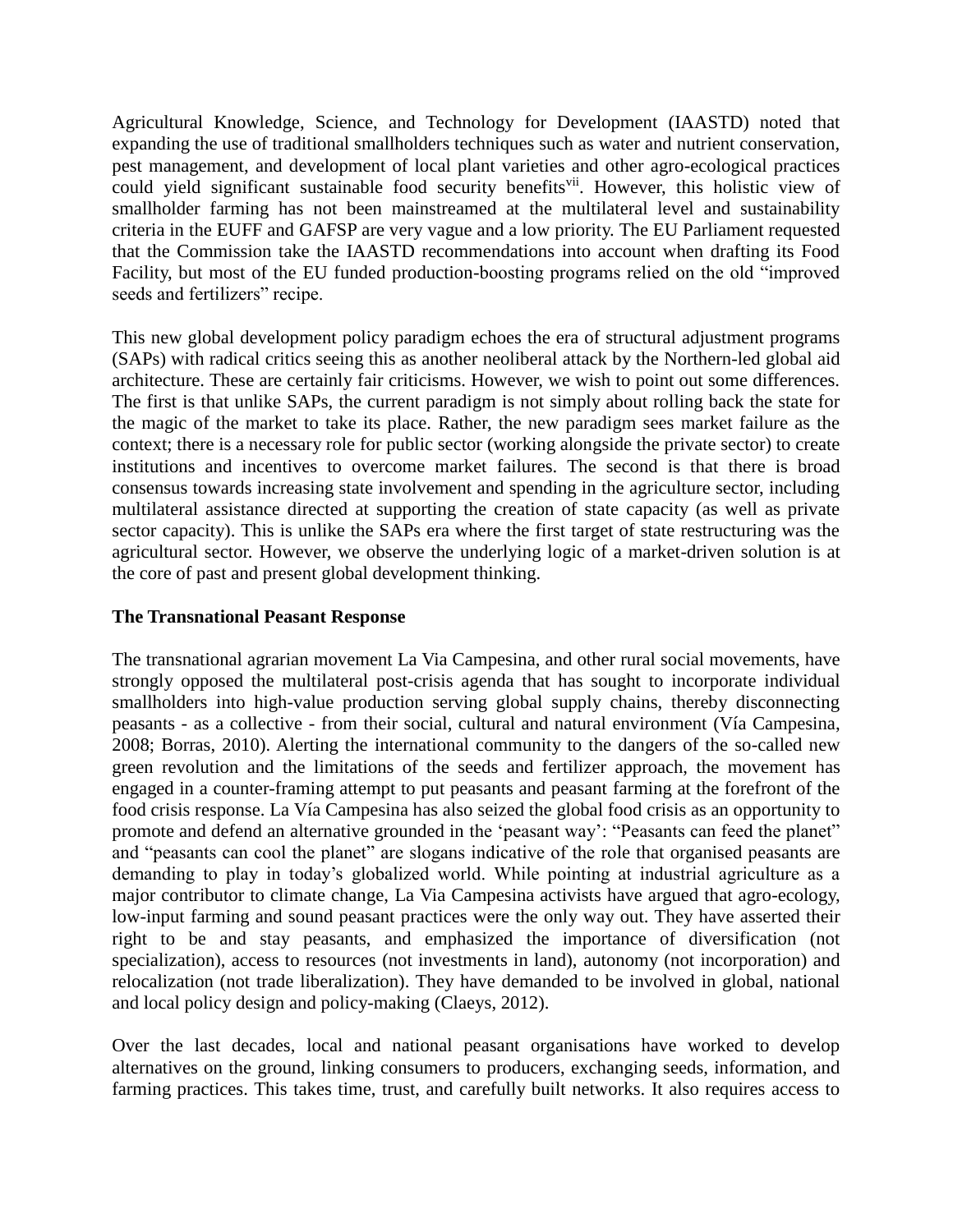Agricultural Knowledge, Science, and Technology for Development (IAASTD) noted that expanding the use of traditional smallholders techniques such as water and nutrient conservation, pest management, and development of local plant varieties and other agro-ecological practices could yield significant sustainable food security benefits[vii]. However, this holistic view of smallholder farming has not been mainstreamed at the multilateral level and sustainability criteria in the EUFF and GAFSP are very vague and a low priority. The EU Parliament requested that the Commission take the IAASTD recommendations into account when drafting its Food Facility, but most of the EU funded production-boosting programs relied on the old "improved seeds and fertilizers" recipe.

This new global development policy paradigm echoes the era of structural adjustment programs (SAPs) with radical critics seeing this as another neoliberal attack by the Northern-led global aid architecture. These are certainly fair criticisms. However, we wish to point out some differences. The first is that unlike SAPs, the current paradigm is not simply about rolling back the state for the magic of the market to take its place. Rather, the new paradigm sees market failure as the context; there is a necessary role for public sector (working alongside the private sector) to create institutions and incentives to overcome market failures. The second is that there is broad consensus towards increasing state involvement and spending in the agriculture sector, including multilateral assistance directed at supporting the creation of state capacity (as well as private sector capacity). This is unlike the SAPs era where the first target of state restructuring was the agricultural sector. However, we observe the underlying logic of a market-driven solution is at the core of past and present global development thinking.

**The Transnational Peasant Response**

The transnational agrarian movement La Via Campesina, and other rural social movements, have strongly opposed the multilateral post-crisis agenda that has sought to incorporate individual smallholders into high-value production serving global supply chains, thereby disconnecting peasants - as a collective - from their social, cultural and natural environment (Vía Campesina, 2008; Borras, 2010). Alerting the international community to the dangers of the so-called new green revolution and the limitations of the seeds and fertilizer approach, the movement has engaged in a counter-framing attempt to put peasants and peasant farming at the forefront of the food crisis response. La Vía Campesina has also seized the global food crisis as an opportunity to promote and defend an alternative grounded in the 'peasant way': "Peasants can feed the planet" and "peasants can cool the planet" are slogans indicative of the role that organised peasants are demanding to play in today's globalized world. While pointing at industrial agriculture as a major contributor to climate change, La Via Campesina activists have argued that agro-ecology, low-input farming and sound peasant practices were the only way out. They have asserted their right to be and stay peasants, and emphasized the importance of diversification (not specialization), access to resources (not investments in land), autonomy (not incorporation) and relocalization (not trade liberalization). They have demanded to be involved in global, national and local policy design and policy-making (Claeys, 2012).

Over the last decades, local and national peasant organisations have worked to develop alternatives on the ground, linking consumers to producers, exchanging seeds, information, and farming practices. This takes time, trust, and carefully built networks. It also requires access to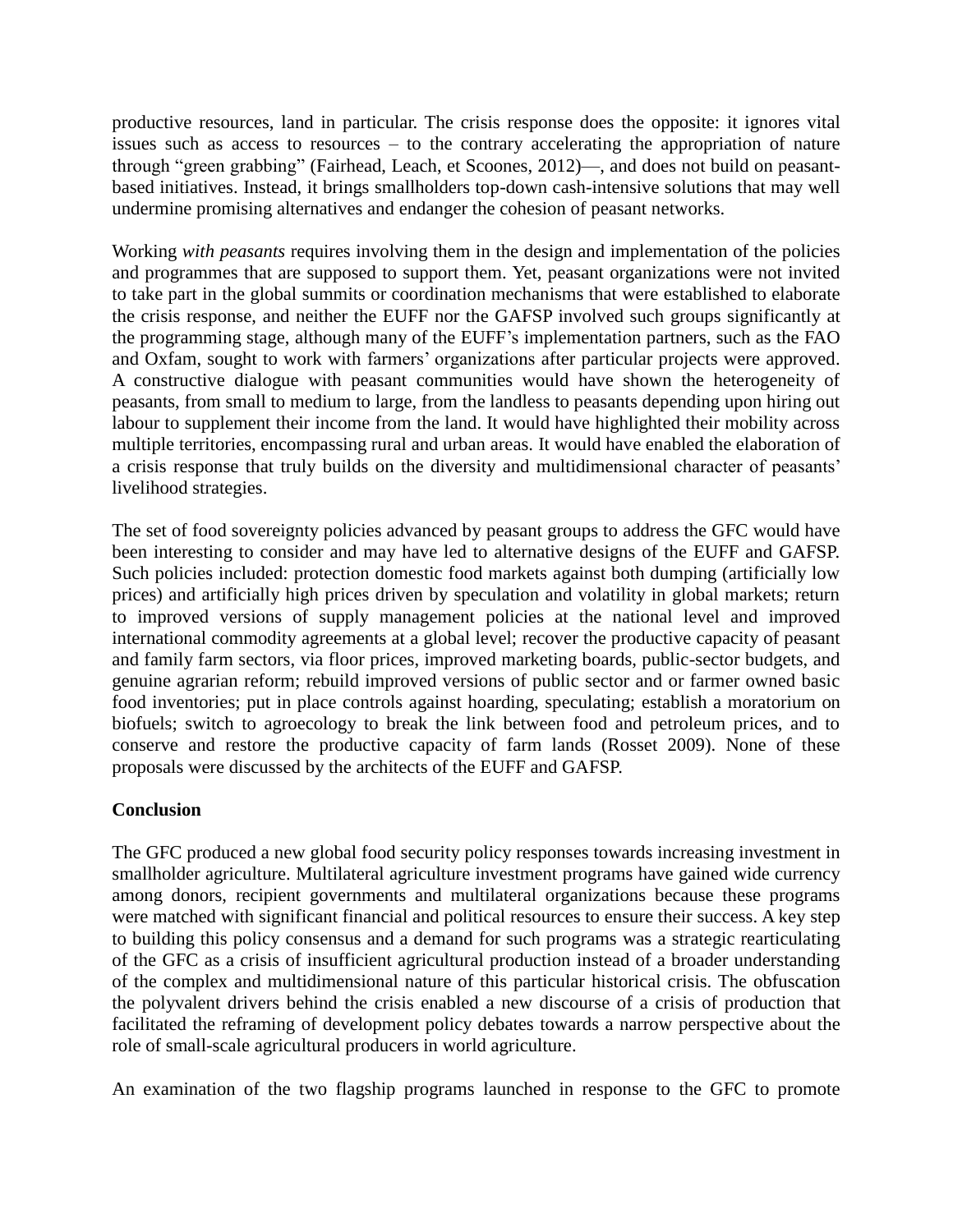productive resources, land in particular. The crisis response does the opposite: it ignores vital issues such as access to resources – to the contrary accelerating the appropriation of nature through "green grabbing" (Fairhead, Leach, et Scoones, 2012)—, and does not build on peasant-based initiatives. Instead, it brings smallholders top-down cash-intensive solutions that may well undermine promising alternatives and endanger the cohesion of peasant networks.

Working *with peasants* requires involving them in the design and implementation of the policies and programmes that are supposed to support them. Yet, peasant organizations were not invited to take part in the global summits or coordination mechanisms that were established to elaborate the crisis response, and neither the EUFF nor the GAFSP involved such groups significantly at the programming stage, although many of the EUFF's implementation partners, such as the FAO and Oxfam, sought to work with farmers' organizations after particular projects were approved. A constructive dialogue with peasant communities would have shown the heterogeneity of peasants, from small to medium to large, from the landless to peasants depending upon hiring out labour to supplement their income from the land. It would have highlighted their mobility across multiple territories, encompassing rural and urban areas. It would have enabled the elaboration of a crisis response that truly builds on the diversity and multidimensional character of peasants' livelihood strategies.

The set of food sovereignty policies advanced by peasant groups to address the GFC would have been interesting to consider and may have led to alternative designs of the EUFF and GAFSP. Such policies included: protection domestic food markets against both dumping (artificially low prices) and artificially high prices driven by speculation and volatility in global markets; return to improved versions of supply management policies at the national level and improved international commodity agreements at a global level; recover the productive capacity of peasant and family farm sectors, via floor prices, improved marketing boards, public-sector budgets, and genuine agrarian reform; rebuild improved versions of public sector and or farmer owned basic food inventories; put in place controls against hoarding, speculating; establish a moratorium on biofuels; switch to agroecology to break the link between food and petroleum prices, and to conserve and restore the productive capacity of farm lands (Rosset 2009). None of these proposals were discussed by the architects of the EUFF and GAFSP.

**Conclusion**

The GFC produced a new global food security policy responses towards increasing investment in smallholder agriculture. Multilateral agriculture investment programs have gained wide currency among donors, recipient governments and multilateral organizations because these programs were matched with significant financial and political resources to ensure their success. A key step to building this policy consensus and a demand for such programs was a strategic rearticulating of the GFC as a crisis of insufficient agricultural production instead of a broader understanding of the complex and multidimensional nature of this particular historical crisis. The obfuscation the polyvalent drivers behind the crisis enabled a new discourse of a crisis of production that facilitated the reframing of development policy debates towards a narrow perspective about the role of small-scale agricultural producers in world agriculture.

An examination of the two flagship programs launched in response to the GFC to promote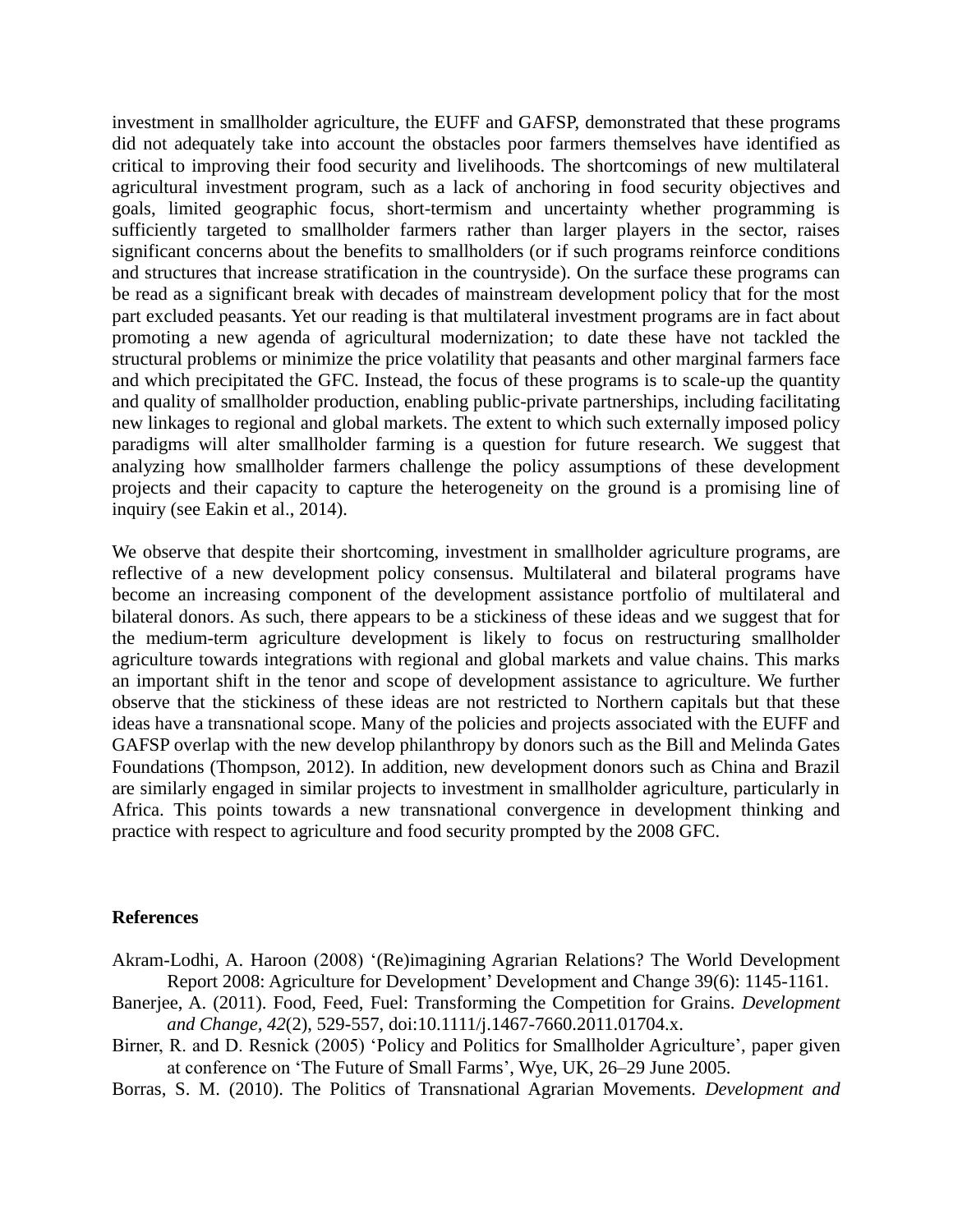investment in smallholder agriculture, the EUFF and GAFSP, demonstrated that these programs did not adequately take into account the obstacles poor farmers themselves have identified as critical to improving their food security and livelihoods. The shortcomings of new multilateral agricultural investment program, such as a lack of anchoring in food security objectives and goals, limited geographic focus, short-termism and uncertainty whether programming is sufficiently targeted to smallholder farmers rather than larger players in the sector, raises significant concerns about the benefits to smallholders (or if such programs reinforce conditions and structures that increase stratification in the countryside). On the surface these programs can be read as a significant break with decades of mainstream development policy that for the most part excluded peasants. Yet our reading is that multilateral investment programs are in fact about promoting a new agenda of agricultural modernization; to date these have not tackled the structural problems or minimize the price volatility that peasants and other marginal farmers face and which precipitated the GFC. Instead, the focus of these programs is to scale-up the quantity and quality of smallholder production, enabling public-private partnerships, including facilitating new linkages to regional and global markets. The extent to which such externally imposed policy paradigms will alter smallholder farming is a question for future research. We suggest that analyzing how smallholder farmers challenge the policy assumptions of these development projects and their capacity to capture the heterogeneity on the ground is a promising line of inquiry (see Eakin et al., 2014).

We observe that despite their shortcoming, investment in smallholder agriculture programs, are reflective of a new development policy consensus. Multilateral and bilateral programs have become an increasing component of the development assistance portfolio of multilateral and bilateral donors. As such, there appears to be a stickiness of these ideas and we suggest that for the medium-term agriculture development is likely to focus on restructuring smallholder agriculture towards integrations with regional and global markets and value chains. This marks an important shift in the tenor and scope of development assistance to agriculture. We further observe that the stickiness of these ideas are not restricted to Northern capitals but that these ideas have a transnational scope. Many of the policies and projects associated with the EUFF and GAFSP overlap with the new develop philanthropy by donors such as the Bill and Melinda Gates Foundations (Thompson, 2012). In addition, new development donors such as China and Brazil are similarly engaged in similar projects to investment in smallholder agriculture, particularly in Africa. This points towards a new transnational convergence in development thinking and practice with respect to agriculture and food security prompted by the 2008 GFC.

**References**

Akram-Lodhi, A. Haroon (2008) '(Re)imagining Agrarian Relations? The World Development Report 2008: Agriculture for Development' Development and Change 39(6): 1145-1161.

Banerjee, A. (2011). Food, Feed, Fuel: Transforming the Competition for Grains. *Development and Change, 42*(2), 529-557, doi:10.1111/j.1467-7660.2011.01704.x.

Birner, R. and D. Resnick (2005) 'Policy and Politics for Smallholder Agriculture', paper given at conference on 'The Future of Small Farms', Wye, UK, 26–29 June 2005.

Borras, S. M. (2010). The Politics of Transnational Agrarian Movements. *Development and*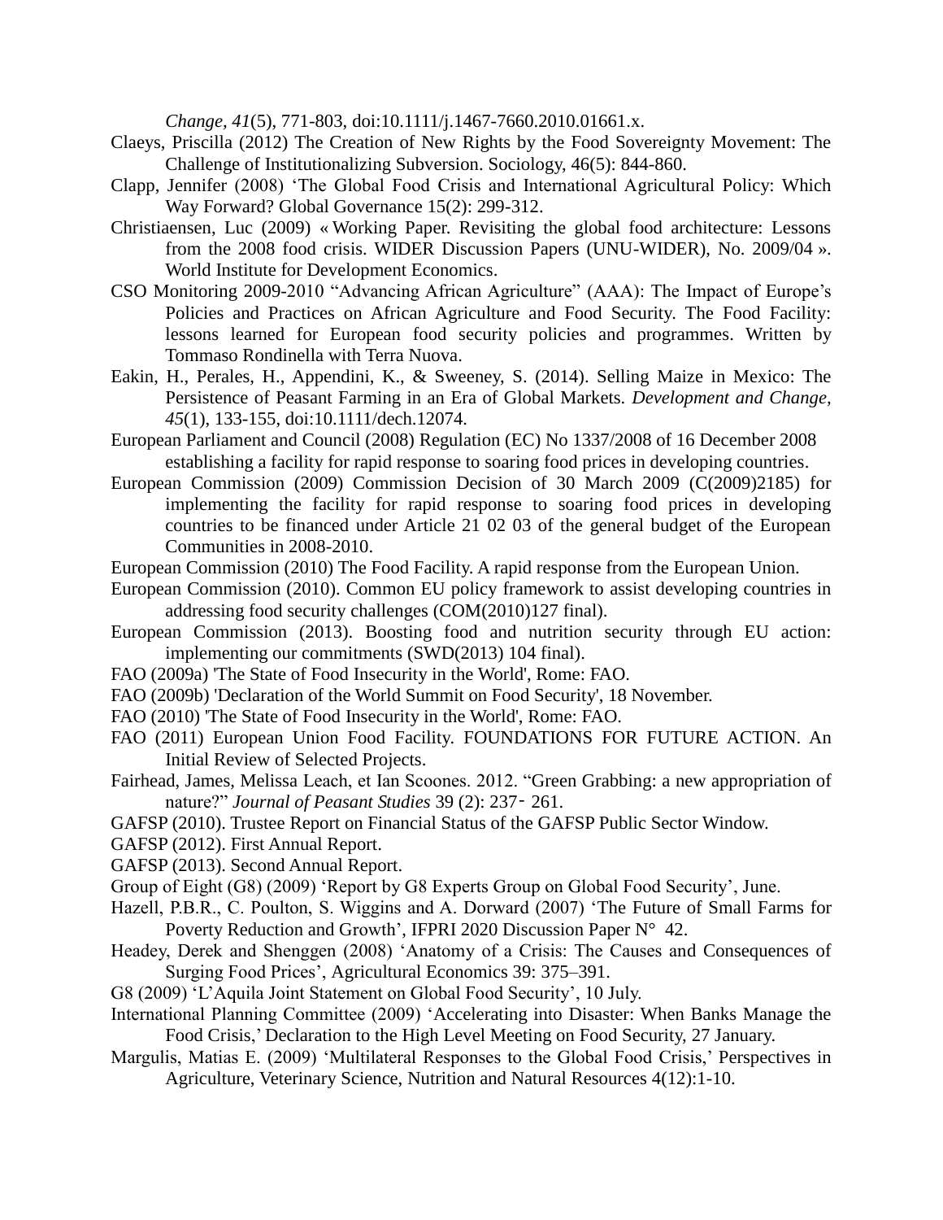*Change, 41*(5), 771-803, doi:10.1111/j.1467-7660.2010.01661.x.

Claeys, Priscilla (2012) The Creation of New Rights by the Food Sovereignty Movement: The Challenge of Institutionalizing Subversion. Sociology, 46(5): 844-860.

Clapp, Jennifer (2008) 'The Global Food Crisis and International Agricultural Policy: Which Way Forward? Global Governance 15(2): 299-312.

Christiaensen, Luc (2009) « Working Paper. Revisiting the global food architecture: Lessons from the 2008 food crisis. WIDER Discussion Papers (UNU-WIDER), No. 2009/04 ». World Institute for Development Economics.

CSO Monitoring 2009-2010 "Advancing African Agriculture" (AAA): The Impact of Europe's Policies and Practices on African Agriculture and Food Security. The Food Facility: lessons learned for European food security policies and programmes. Written by Tommaso Rondinella with Terra Nuova.

Eakin, H., Perales, H., Appendini, K., & Sweeney, S. (2014). Selling Maize in Mexico: The Persistence of Peasant Farming in an Era of Global Markets. *Development and Change, 45*(1), 133-155, doi:10.1111/dech.12074.

European Parliament and Council (2008) Regulation (EC) No 1337/2008 of 16 December 2008 establishing a facility for rapid response to soaring food prices in developing countries.

European Commission (2009) Commission Decision of 30 March 2009 (C(2009)2185) for implementing the facility for rapid response to soaring food prices in developing countries to be financed under Article 21 02 03 of the general budget of the European Communities in 2008-2010.

European Commission (2010) The Food Facility. A rapid response from the European Union.

European Commission (2010). Common EU policy framework to assist developing countries in addressing food security challenges (COM(2010)127 final).

European Commission (2013). Boosting food and nutrition security through EU action: implementing our commitments (SWD(2013) 104 final).

FAO (2009a) 'The State of Food Insecurity in the World', Rome: FAO.

FAO (2009b) 'Declaration of the World Summit on Food Security', 18 November.

FAO (2010) 'The State of Food Insecurity in the World', Rome: FAO.

FAO (2011) European Union Food Facility. FOUNDATIONS FOR FUTURE ACTION. An Initial Review of Selected Projects.

Fairhead, James, Melissa Leach, et Ian Scoones. 2012. "Green Grabbing: a new appropriation of nature?" *Journal of Peasant Studies* 39 (2): 237‐ 261.

GAFSP (2010). Trustee Report on Financial Status of the GAFSP Public Sector Window.

GAFSP (2012). First Annual Report.

GAFSP (2013). Second Annual Report.

Group of Eight (G8) (2009) 'Report by G8 Experts Group on Global Food Security', June.

Hazell, P.B.R., C. Poulton, S. Wiggins and A. Dorward (2007) 'The Future of Small Farms for Poverty Reduction and Growth', IFPRI 2020 Discussion Paper N° 42.

Headey, Derek and Shenggen (2008) 'Anatomy of a Crisis: The Causes and Consequences of Surging Food Prices', Agricultural Economics 39: 375–391.

G8 (2009) 'L'Aquila Joint Statement on Global Food Security', 10 July.

International Planning Committee (2009) 'Accelerating into Disaster: When Banks Manage the Food Crisis,' Declaration to the High Level Meeting on Food Security, 27 January.

Margulis, Matias E. (2009) 'Multilateral Responses to the Global Food Crisis,' Perspectives in Agriculture, Veterinary Science, Nutrition and Natural Resources 4(12):1-10.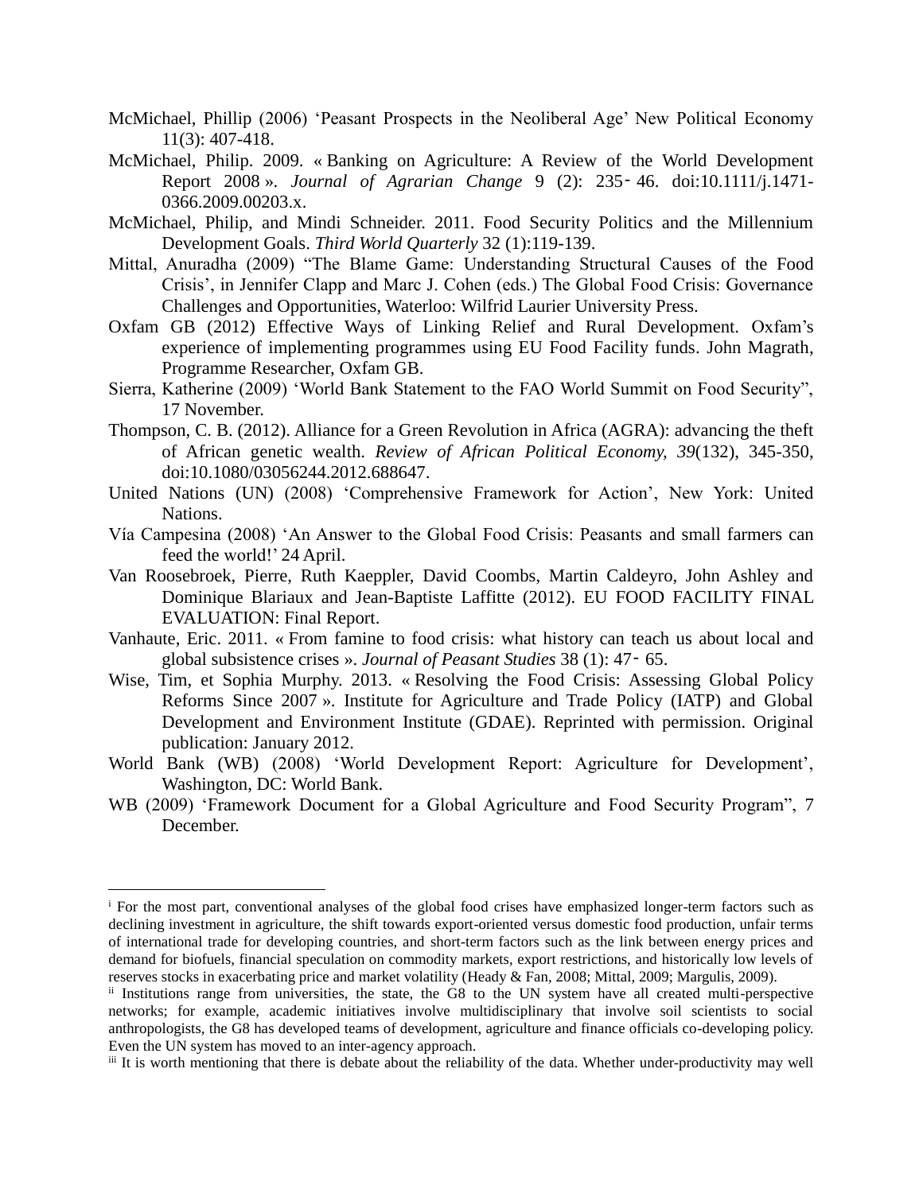McMichael, Phillip (2006) 'Peasant Prospects in the Neoliberal Age' New Political Economy 11(3): 407-418.

McMichael, Philip. 2009. « Banking on Agriculture: A Review of the World Development Report 2008 ». *Journal of Agrarian Change* 9 (2): 235‑46. doi:10.1111/j.1471-0366.2009.00203.x.

McMichael, Philip, and Mindi Schneider. 2011. Food Security Politics and the Millennium Development Goals. *Third World Quarterly* 32 (1):119-139.

Mittal, Anuradha (2009) "The Blame Game: Understanding Structural Causes of the Food Crisis', in Jennifer Clapp and Marc J. Cohen (eds.) The Global Food Crisis: Governance Challenges and Opportunities, Waterloo: Wilfrid Laurier University Press.

Oxfam GB (2012) Effective Ways of Linking Relief and Rural Development. Oxfam's experience of implementing programmes using EU Food Facility funds. John Magrath, Programme Researcher, Oxfam GB.

Sierra, Katherine (2009) 'World Bank Statement to the FAO World Summit on Food Security", 17 November.

Thompson, C. B. (2012). Alliance for a Green Revolution in Africa (AGRA): advancing the theft of African genetic wealth. *Review of African Political Economy, 39*(132), 345-350, doi:10.1080/03056244.2012.688647.

United Nations (UN) (2008) 'Comprehensive Framework for Action', New York: United Nations.

Vía Campesina (2008) 'An Answer to the Global Food Crisis: Peasants and small farmers can feed the world!' 24 April.

Van Roosebroek, Pierre, Ruth Kaeppler, David Coombs, Martin Caldeyro, John Ashley and Dominique Blariaux and Jean-Baptiste Laffitte (2012). EU FOOD FACILITY FINAL EVALUATION: Final Report.

Vanhaute, Eric. 2011. « From famine to food crisis: what history can teach us about local and global subsistence crises ». *Journal of Peasant Studies* 38 (1): 47‑65.

Wise, Tim, et Sophia Murphy. 2013. « Resolving the Food Crisis: Assessing Global Policy Reforms Since 2007 ». Institute for Agriculture and Trade Policy (IATP) and Global Development and Environment Institute (GDAE). Reprinted with permission. Original publication: January 2012.

World Bank (WB) (2008) 'World Development Report: Agriculture for Development', Washington, DC: World Bank.

WB (2009) 'Framework Document for a Global Agriculture and Food Security Program", 7 December.

---

[i] For the most part, conventional analyses of the global food crises have emphasized longer-term factors such as declining investment in agriculture, the shift towards export-oriented versus domestic food production, unfair terms of international trade for developing countries, and short-term factors such as the link between energy prices and demand for biofuels, financial speculation on commodity markets, export restrictions, and historically low levels of reserves stocks in exacerbating price and market volatility (Heady & Fan, 2008; Mittal, 2009; Margulis, 2009).

[ii] Institutions range from universities, the state, the G8 to the UN system have all created multi-perspective networks; for example, academic initiatives involve multidisciplinary that involve soil scientists to social anthropologists, the G8 has developed teams of development, agriculture and finance officials co-developing policy. Even the UN system has moved to an inter-agency approach.

[iii] It is worth mentioning that there is debate about the reliability of the data. Whether under-productivity may well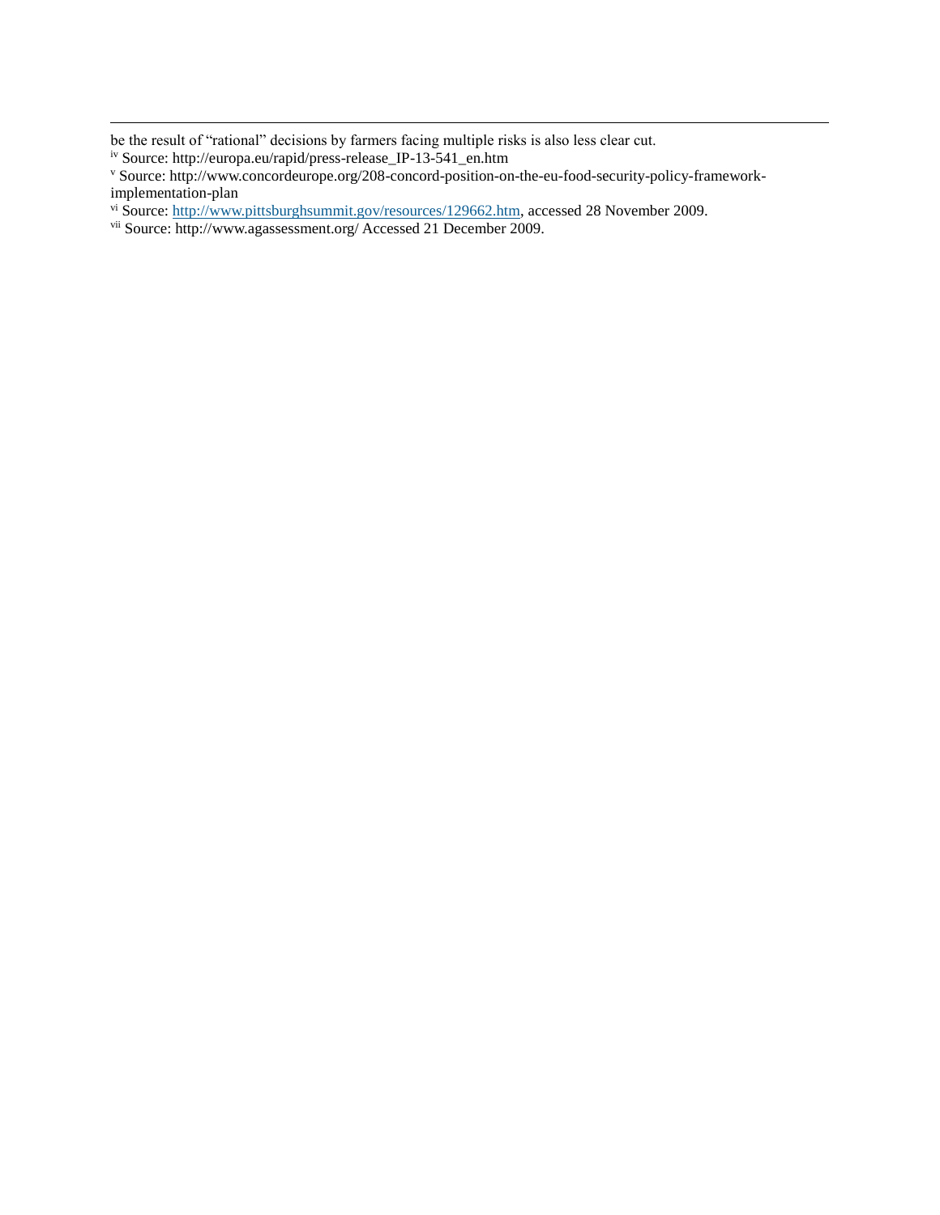be the result of "rational" decisions by farmers facing multiple risks is also less clear cut.

[iv] Source: http://europa.eu/rapid/press-release_IP-13-541_en.htm

[v] Source: http://www.concordeurope.org/208-concord-position-on-the-eu-food-security-policy-framework-implementation-plan

[vi] Source: http://www.pittsburghsummit.gov/resources/129662.htm, accessed 28 November 2009.

[vii] Source: http://www.agassessment.org/ Accessed 21 December 2009.